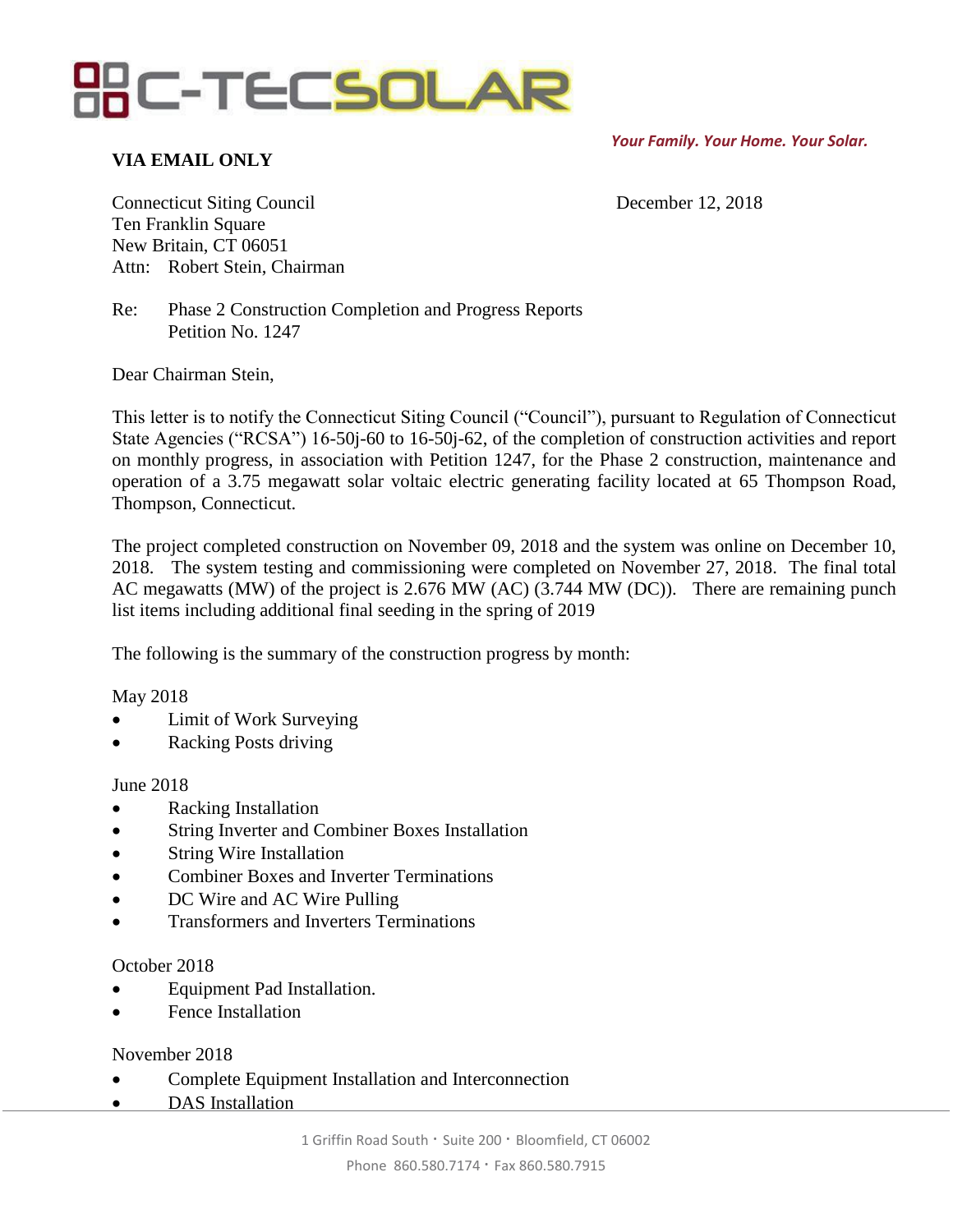# C-TECSOLAR

*Your Family. Your Home. Your Solar.*

**VIA EMAIL ONLY**

Connecticut Siting Council
Ten Franklin Square
New Britain, CT 06051
Attn: Robert Stein, Chairman

December 12, 2018

Re: Phase 2 Construction Completion and Progress Reports
Petition No. 1247

Dear Chairman Stein,

This letter is to notify the Connecticut Siting Council ("Council"), pursuant to Regulation of Connecticut State Agencies ("RCSA") 16-50j-60 to 16-50j-62, of the completion of construction activities and report on monthly progress, in association with Petition 1247, for the Phase 2 construction, maintenance and operation of a 3.75 megawatt solar voltaic electric generating facility located at 65 Thompson Road, Thompson, Connecticut.

The project completed construction on November 09, 2018 and the system was online on December 10, 2018. The system testing and commissioning were completed on November 27, 2018. The final total AC megawatts (MW) of the project is 2.676 MW (AC) (3.744 MW (DC)). There are remaining punch list items including additional final seeding in the spring of 2019

The following is the summary of the construction progress by month:

May 2018

- Limit of Work Surveying
- Racking Posts driving

June 2018

- Racking Installation
- String Inverter and Combiner Boxes Installation
- String Wire Installation
- Combiner Boxes and Inverter Terminations
- DC Wire and AC Wire Pulling
- Transformers and Inverters Terminations

October 2018

- Equipment Pad Installation.
- Fence Installation

November 2018

- Complete Equipment Installation and Interconnection
- DAS Installation

1 Griffin Road South · Suite 200 · Bloomfield, CT 06002
Phone 860.580.7174 · Fax 860.580.7915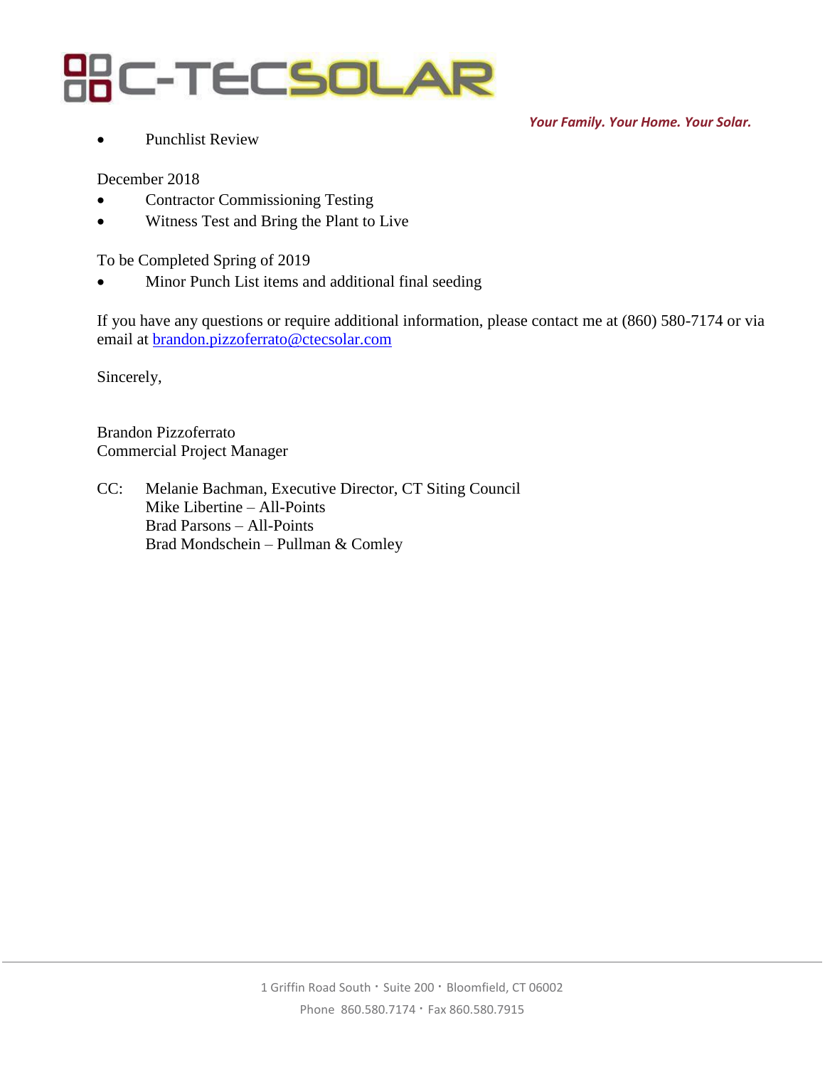- Punchlist Review

December 2018

- Contractor Commissioning Testing
- Witness Test and Bring the Plant to Live

To be Completed Spring of 2019

- Minor Punch List items and additional final seeding

If you have any questions or require additional information, please contact me at (860) 580-7174 or via email at brandon.pizzoferrato@ctecsolar.com

Sincerely,

Brandon Pizzoferrato
Commercial Project Manager

CC: Melanie Bachman, Executive Director, CT Siting Council
Mike Libertine – All-Points
Brad Parsons – All-Points
Brad Mondschein – Pullman & Comley